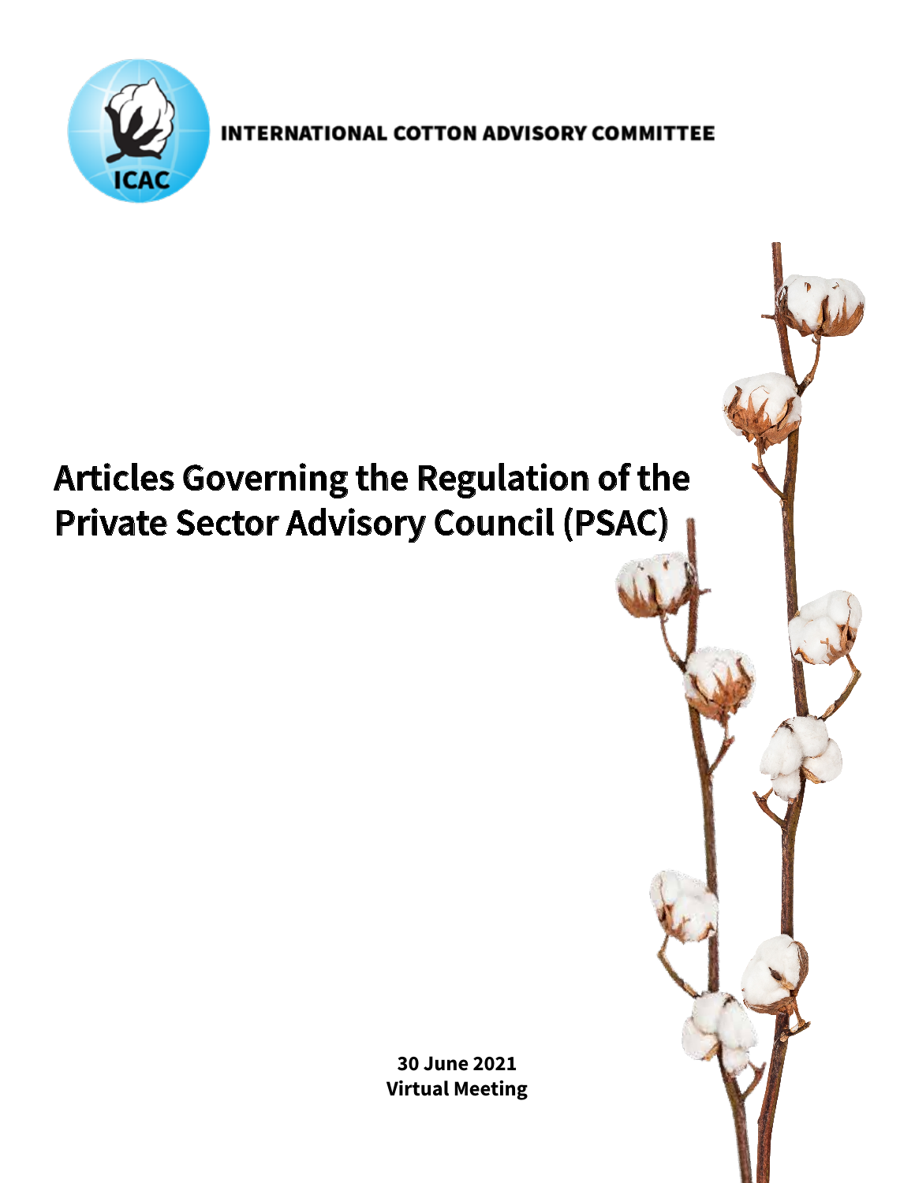INTERNATIONAL COTTON ADVISORY COMMITTEE

# Articles Governing the Regulation of the Private Sector Advisory Council (PSAC)

**30 June 2021**
**Virtual Meeting**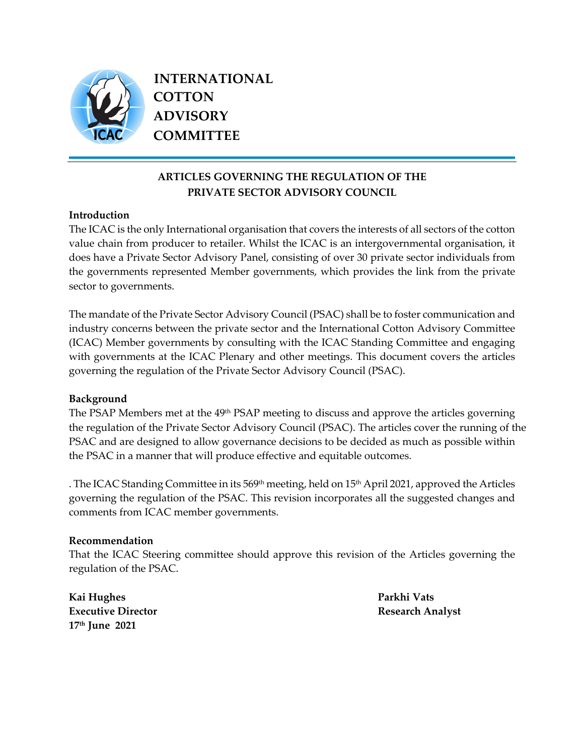**INTERNATIONAL COTTON ADVISORY COMMITTEE**

## ARTICLES GOVERNING THE REGULATION OF THE PRIVATE SECTOR ADVISORY COUNCIL

### Introduction

The ICAC is the only International organisation that covers the interests of all sectors of the cotton value chain from producer to retailer. Whilst the ICAC is an intergovernmental organisation, it does have a Private Sector Advisory Panel, consisting of over 30 private sector individuals from the governments represented Member governments, which provides the link from the private sector to governments.

The mandate of the Private Sector Advisory Council (PSAC) shall be to foster communication and industry concerns between the private sector and the International Cotton Advisory Committee (ICAC) Member governments by consulting with the ICAC Standing Committee and engaging with governments at the ICAC Plenary and other meetings. This document covers the articles governing the regulation of the Private Sector Advisory Council (PSAC).

### Background

The PSAP Members met at the 49th PSAP meeting to discuss and approve the articles governing the regulation of the Private Sector Advisory Council (PSAC). The articles cover the running of the PSAC and are designed to allow governance decisions to be decided as much as possible within the PSAC in a manner that will produce effective and equitable outcomes.

. The ICAC Standing Committee in its 569th meeting, held on 15th April 2021, approved the Articles governing the regulation of the PSAC. This revision incorporates all the suggested changes and comments from ICAC member governments.

### Recommendation

That the ICAC Steering committee should approve this revision of the Articles governing the regulation of the PSAC.

**Kai Hughes**
**Executive Director**
**17th June 2021**

**Parkhi Vats**
**Research Analyst**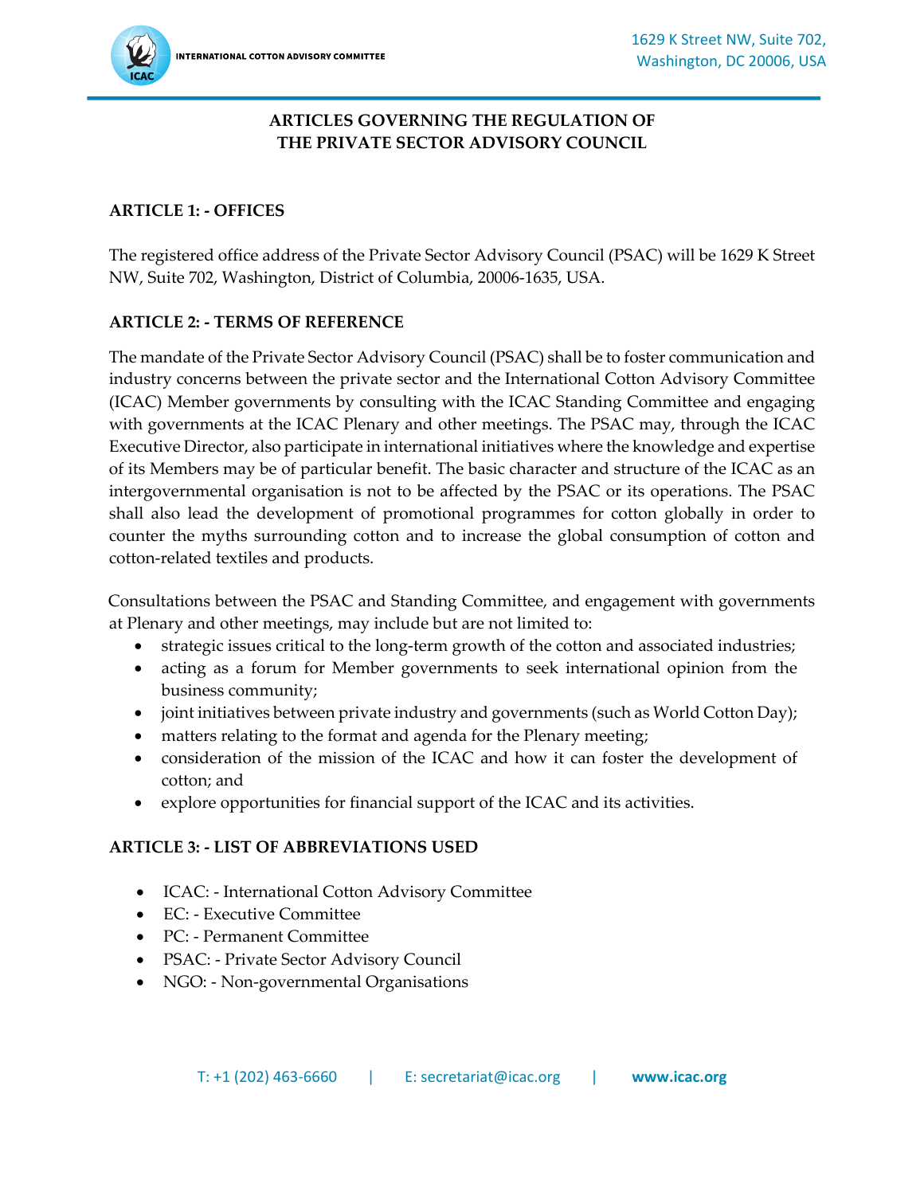**ARTICLES GOVERNING THE REGULATION OF THE PRIVATE SECTOR ADVISORY COUNCIL**

## ARTICLE 1: - OFFICES

The registered office address of the Private Sector Advisory Council (PSAC) will be 1629 K Street NW, Suite 702, Washington, District of Columbia, 20006-1635, USA.

## ARTICLE 2: - TERMS OF REFERENCE

The mandate of the Private Sector Advisory Council (PSAC) shall be to foster communication and industry concerns between the private sector and the International Cotton Advisory Committee (ICAC) Member governments by consulting with the ICAC Standing Committee and engaging with governments at the ICAC Plenary and other meetings. The PSAC may, through the ICAC Executive Director, also participate in international initiatives where the knowledge and expertise of its Members may be of particular benefit. The basic character and structure of the ICAC as an intergovernmental organisation is not to be affected by the PSAC or its operations. The PSAC shall also lead the development of promotional programmes for cotton globally in order to counter the myths surrounding cotton and to increase the global consumption of cotton and cotton-related textiles and products.

Consultations between the PSAC and Standing Committee, and engagement with governments at Plenary and other meetings, may include but are not limited to:

- strategic issues critical to the long-term growth of the cotton and associated industries;
- acting as a forum for Member governments to seek international opinion from the business community;
- joint initiatives between private industry and governments (such as World Cotton Day);
- matters relating to the format and agenda for the Plenary meeting;
- consideration of the mission of the ICAC and how it can foster the development of cotton; and
- explore opportunities for financial support of the ICAC and its activities.

## ARTICLE 3: - LIST OF ABBREVIATIONS USED

- ICAC: - International Cotton Advisory Committee
- EC: - Executive Committee
- PC: - Permanent Committee
- PSAC: - Private Sector Advisory Council
- NGO: - Non-governmental Organisations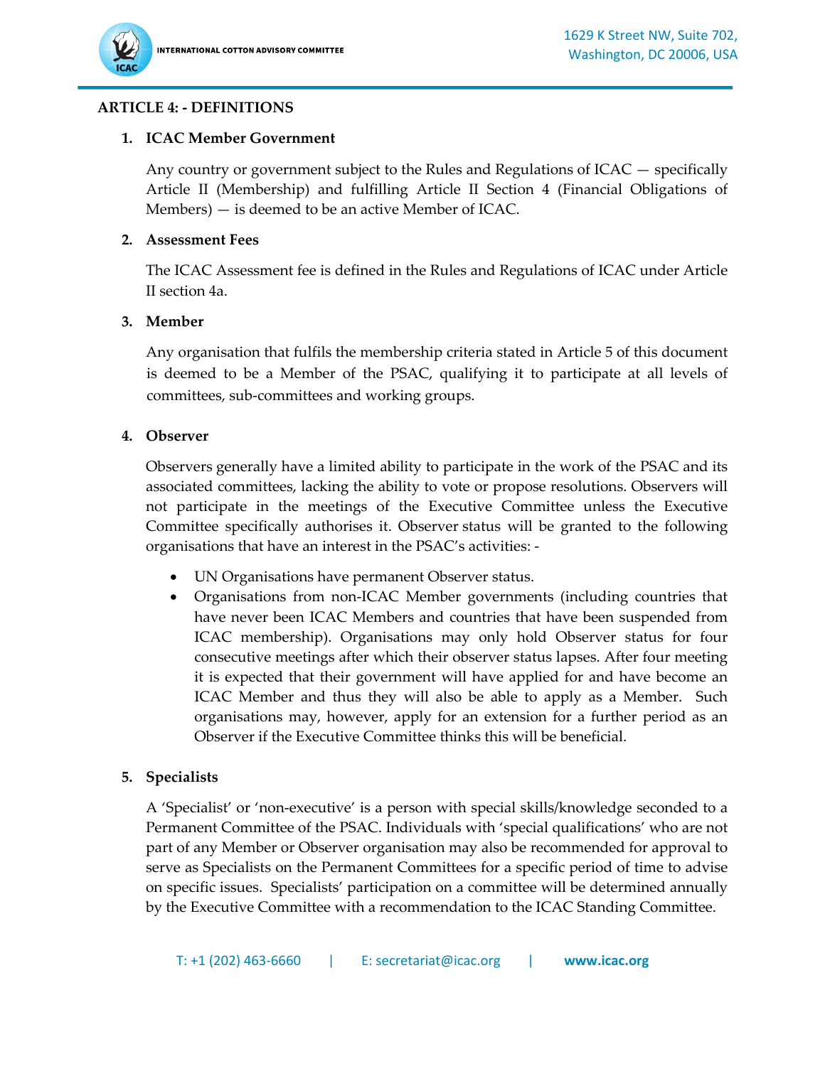## ARTICLE 4: - DEFINITIONS

### 1. ICAC Member Government

Any country or government subject to the Rules and Regulations of ICAC — specifically Article II (Membership) and fulfilling Article II Section 4 (Financial Obligations of Members) — is deemed to be an active Member of ICAC.

### 2. Assessment Fees

The ICAC Assessment fee is defined in the Rules and Regulations of ICAC under Article II section 4a.

### 3. Member

Any organisation that fulfils the membership criteria stated in Article 5 of this document is deemed to be a Member of the PSAC, qualifying it to participate at all levels of committees, sub-committees and working groups.

### 4. Observer

Observers generally have a limited ability to participate in the work of the PSAC and its associated committees, lacking the ability to vote or propose resolutions. Observers will not participate in the meetings of the Executive Committee unless the Executive Committee specifically authorises it. Observer status will be granted to the following organisations that have an interest in the PSAC's activities: -

- UN Organisations have permanent Observer status.
- Organisations from non-ICAC Member governments (including countries that have never been ICAC Members and countries that have been suspended from ICAC membership). Organisations may only hold Observer status for four consecutive meetings after which their observer status lapses. After four meeting it is expected that their government will have applied for and have become an ICAC Member and thus they will also be able to apply as a Member. Such organisations may, however, apply for an extension for a further period as an Observer if the Executive Committee thinks this will be beneficial.

### 5. Specialists

A 'Specialist' or 'non-executive' is a person with special skills/knowledge seconded to a Permanent Committee of the PSAC. Individuals with 'special qualifications' who are not part of any Member or Observer organisation may also be recommended for approval to serve as Specialists on the Permanent Committees for a specific period of time to advise on specific issues. Specialists' participation on a committee will be determined annually by the Executive Committee with a recommendation to the ICAC Standing Committee.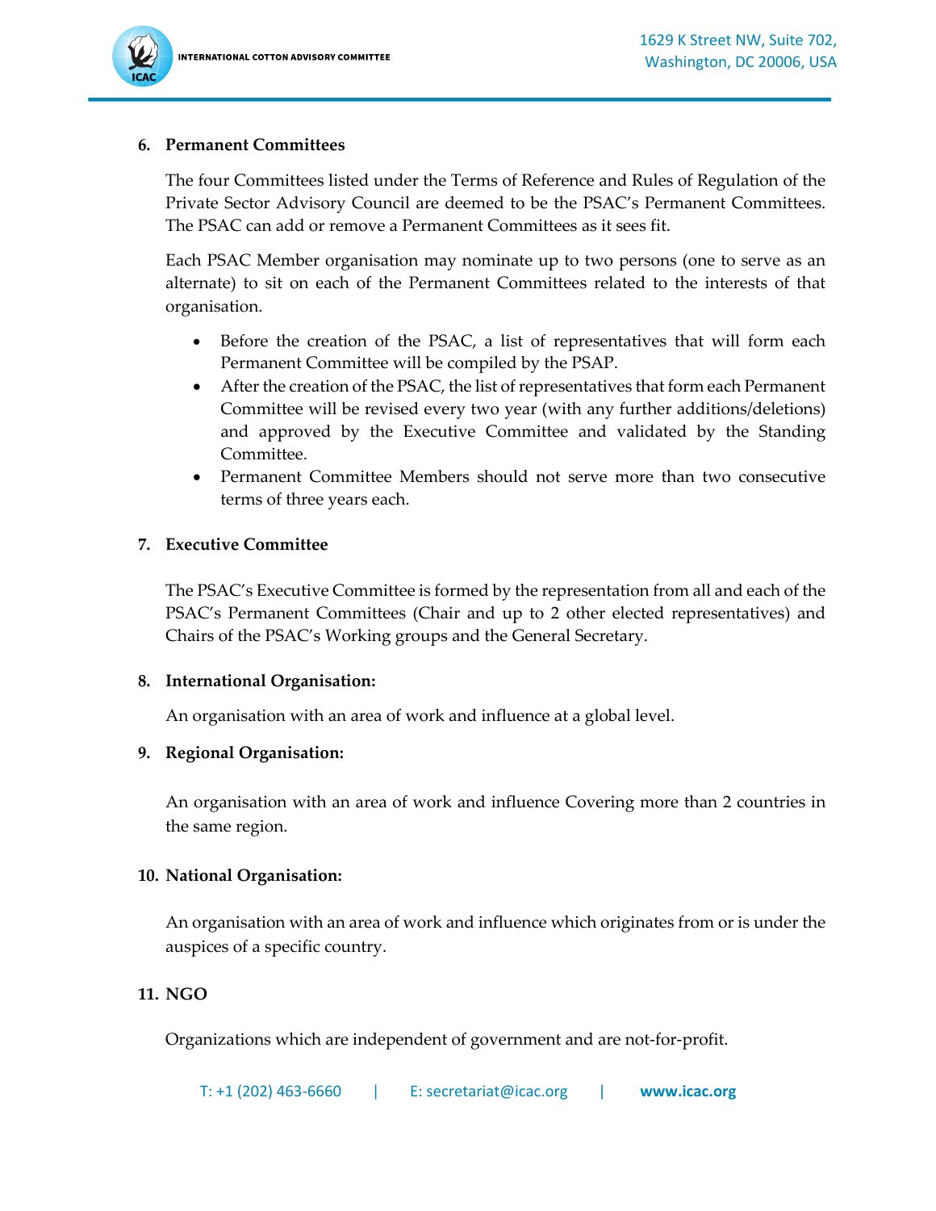**6. Permanent Committees**

The four Committees listed under the Terms of Reference and Rules of Regulation of the Private Sector Advisory Council are deemed to be the PSAC's Permanent Committees. The PSAC can add or remove a Permanent Committees as it sees fit.

Each PSAC Member organisation may nominate up to two persons (one to serve as an alternate) to sit on each of the Permanent Committees related to the interests of that organisation.

- Before the creation of the PSAC, a list of representatives that will form each Permanent Committee will be compiled by the PSAP.
- After the creation of the PSAC, the list of representatives that form each Permanent Committee will be revised every two year (with any further additions/deletions) and approved by the Executive Committee and validated by the Standing Committee.
- Permanent Committee Members should not serve more than two consecutive terms of three years each.

**7. Executive Committee**

The PSAC's Executive Committee is formed by the representation from all and each of the PSAC's Permanent Committees (Chair and up to 2 other elected representatives) and Chairs of the PSAC's Working groups and the General Secretary.

**8. International Organisation:**

An organisation with an area of work and influence at a global level.

**9. Regional Organisation:**

An organisation with an area of work and influence Covering more than 2 countries in the same region.

**10. National Organisation:**

An organisation with an area of work and influence which originates from or is under the auspices of a specific country.

**11. NGO**

Organizations which are independent of government and are not-for-profit.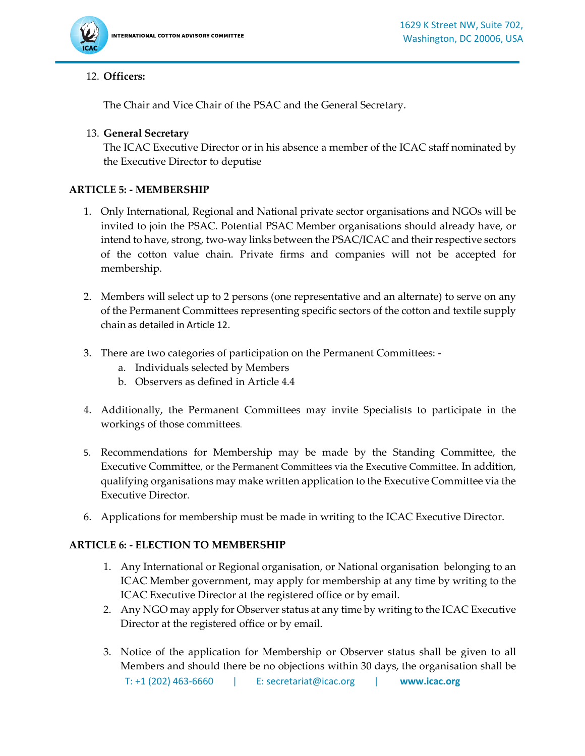12. **Officers:**

    The Chair and Vice Chair of the PSAC and the General Secretary.

13. **General Secretary**

    The ICAC Executive Director or in his absence a member of the ICAC staff nominated by the Executive Director to deputise

## ARTICLE 5: - MEMBERSHIP

1. Only International, Regional and National private sector organisations and NGOs will be invited to join the PSAC. Potential PSAC Member organisations should already have, or intend to have, strong, two-way links between the PSAC/ICAC and their respective sectors of the cotton value chain. Private firms and companies will not be accepted for membership.

2. Members will select up to 2 persons (one representative and an alternate) to serve on any of the Permanent Committees representing specific sectors of the cotton and textile supply chain as detailed in Article 12.

3. There are two categories of participation on the Permanent Committees: -
   a. Individuals selected by Members
   b. Observers as defined in Article 4.4

4. Additionally, the Permanent Committees may invite Specialists to participate in the workings of those committees.

5. Recommendations for Membership may be made by the Standing Committee, the Executive Committee, or the Permanent Committees via the Executive Committee. In addition, qualifying organisations may make written application to the Executive Committee via the Executive Director.

6. Applications for membership must be made in writing to the ICAC Executive Director.

## ARTICLE 6: - ELECTION TO MEMBERSHIP

1. Any International or Regional organisation, or National organisation belonging to an ICAC Member government, may apply for membership at any time by writing to the ICAC Executive Director at the registered office or by email.
2. Any NGO may apply for Observer status at any time by writing to the ICAC Executive Director at the registered office or by email.

3. Notice of the application for Membership or Observer status shall be given to all Members and should there be no objections within 30 days, the organisation shall be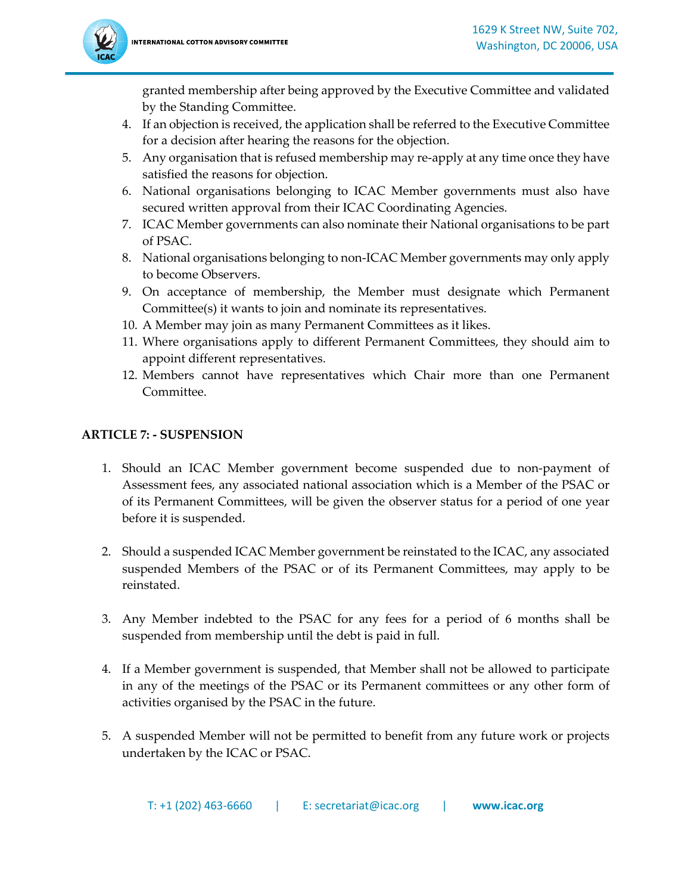granted membership after being approved by the Executive Committee and validated by the Standing Committee.

4. If an objection is received, the application shall be referred to the Executive Committee for a decision after hearing the reasons for the objection.
5. Any organisation that is refused membership may re-apply at any time once they have satisfied the reasons for objection.
6. National organisations belonging to ICAC Member governments must also have secured written approval from their ICAC Coordinating Agencies.
7. ICAC Member governments can also nominate their National organisations to be part of PSAC.
8. National organisations belonging to non-ICAC Member governments may only apply to become Observers.
9. On acceptance of membership, the Member must designate which Permanent Committee(s) it wants to join and nominate its representatives.
10. A Member may join as many Permanent Committees as it likes.
11. Where organisations apply to different Permanent Committees, they should aim to appoint different representatives.
12. Members cannot have representatives which Chair more than one Permanent Committee.

**ARTICLE 7: - SUSPENSION**

1. Should an ICAC Member government become suspended due to non-payment of Assessment fees, any associated national association which is a Member of the PSAC or of its Permanent Committees, will be given the observer status for a period of one year before it is suspended.

2. Should a suspended ICAC Member government be reinstated to the ICAC, any associated suspended Members of the PSAC or of its Permanent Committees, may apply to be reinstated.

3. Any Member indebted to the PSAC for any fees for a period of 6 months shall be suspended from membership until the debt is paid in full.

4. If a Member government is suspended, that Member shall not be allowed to participate in any of the meetings of the PSAC or its Permanent committees or any other form of activities organised by the PSAC in the future.

5. A suspended Member will not be permitted to benefit from any future work or projects undertaken by the ICAC or PSAC.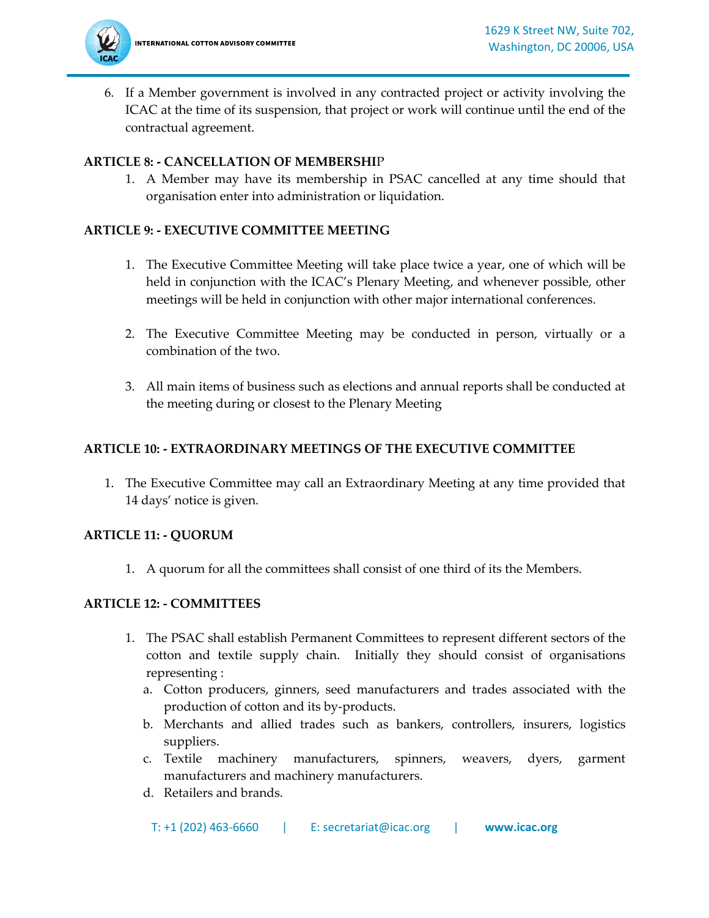6. If a Member government is involved in any contracted project or activity involving the ICAC at the time of its suspension, that project or work will continue until the end of the contractual agreement.

**ARTICLE 8: - CANCELLATION OF MEMBERSHIP**

1. A Member may have its membership in PSAC cancelled at any time should that organisation enter into administration or liquidation.

**ARTICLE 9: - EXECUTIVE COMMITTEE MEETING**

1. The Executive Committee Meeting will take place twice a year, one of which will be held in conjunction with the ICAC's Plenary Meeting, and whenever possible, other meetings will be held in conjunction with other major international conferences.

2. The Executive Committee Meeting may be conducted in person, virtually or a combination of the two.

3. All main items of business such as elections and annual reports shall be conducted at the meeting during or closest to the Plenary Meeting

**ARTICLE 10: - EXTRAORDINARY MEETINGS OF THE EXECUTIVE COMMITTEE**

1. The Executive Committee may call an Extraordinary Meeting at any time provided that 14 days' notice is given.

**ARTICLE 11: - QUORUM**

1. A quorum for all the committees shall consist of one third of its the Members.

**ARTICLE 12: - COMMITTEES**

1. The PSAC shall establish Permanent Committees to represent different sectors of the cotton and textile supply chain. Initially they should consist of organisations representing :
   a. Cotton producers, ginners, seed manufacturers and trades associated with the production of cotton and its by-products.
   b. Merchants and allied trades such as bankers, controllers, insurers, logistics suppliers.
   c. Textile machinery manufacturers, spinners, weavers, dyers, garment manufacturers and machinery manufacturers.
   d. Retailers and brands.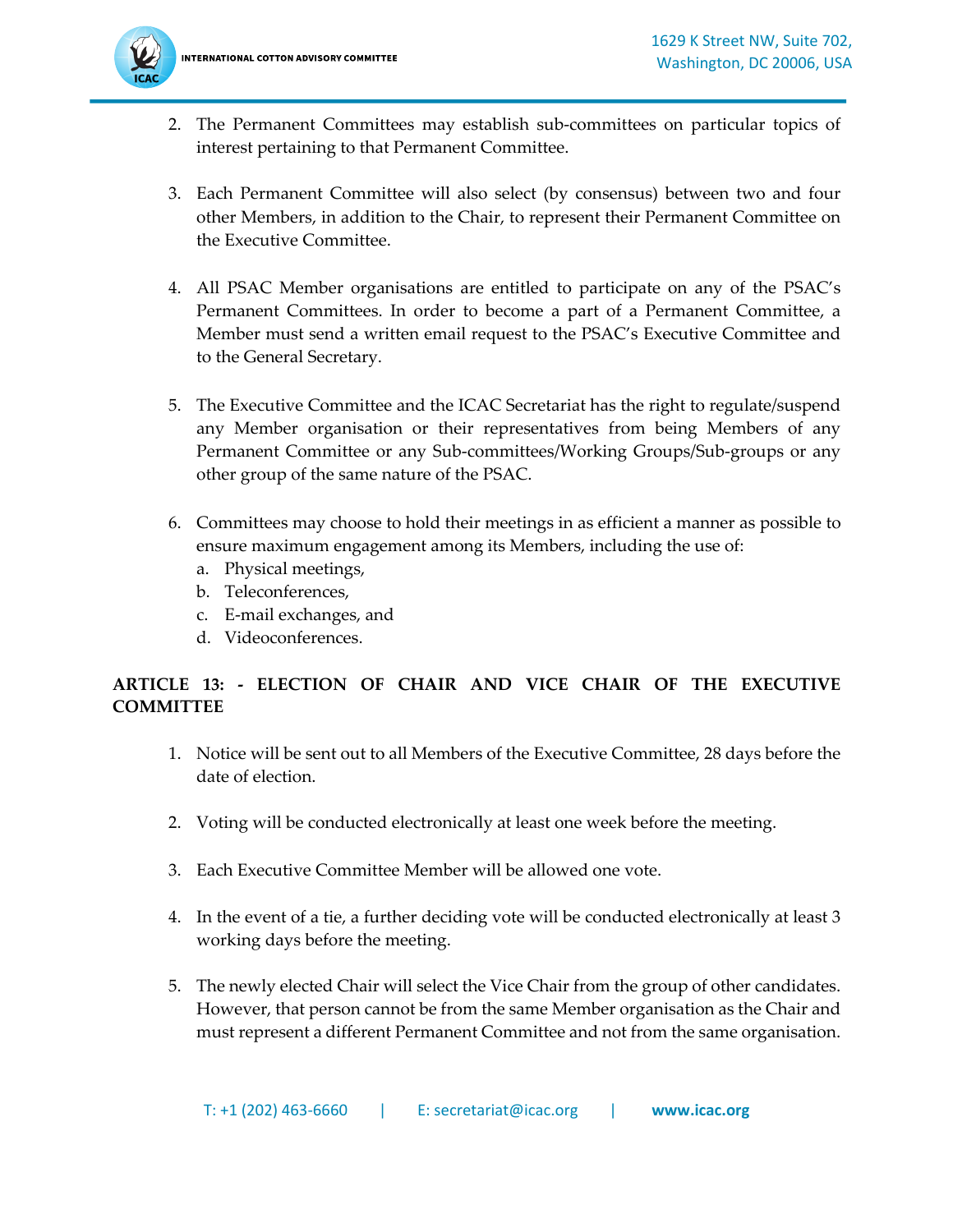2. The Permanent Committees may establish sub-committees on particular topics of interest pertaining to that Permanent Committee.

3. Each Permanent Committee will also select (by consensus) between two and four other Members, in addition to the Chair, to represent their Permanent Committee on the Executive Committee.

4. All PSAC Member organisations are entitled to participate on any of the PSAC's Permanent Committees. In order to become a part of a Permanent Committee, a Member must send a written email request to the PSAC's Executive Committee and to the General Secretary.

5. The Executive Committee and the ICAC Secretariat has the right to regulate/suspend any Member organisation or their representatives from being Members of any Permanent Committee or any Sub-committees/Working Groups/Sub-groups or any other group of the same nature of the PSAC.

6. Committees may choose to hold their meetings in as efficient a manner as possible to ensure maximum engagement among its Members, including the use of:
   a. Physical meetings,
   b. Teleconferences,
   c. E-mail exchanges, and
   d. Videoconferences.

**ARTICLE 13: - ELECTION OF CHAIR AND VICE CHAIR OF THE EXECUTIVE COMMITTEE**

1. Notice will be sent out to all Members of the Executive Committee, 28 days before the date of election.

2. Voting will be conducted electronically at least one week before the meeting.

3. Each Executive Committee Member will be allowed one vote.

4. In the event of a tie, a further deciding vote will be conducted electronically at least 3 working days before the meeting.

5. The newly elected Chair will select the Vice Chair from the group of other candidates. However, that person cannot be from the same Member organisation as the Chair and must represent a different Permanent Committee and not from the same organisation.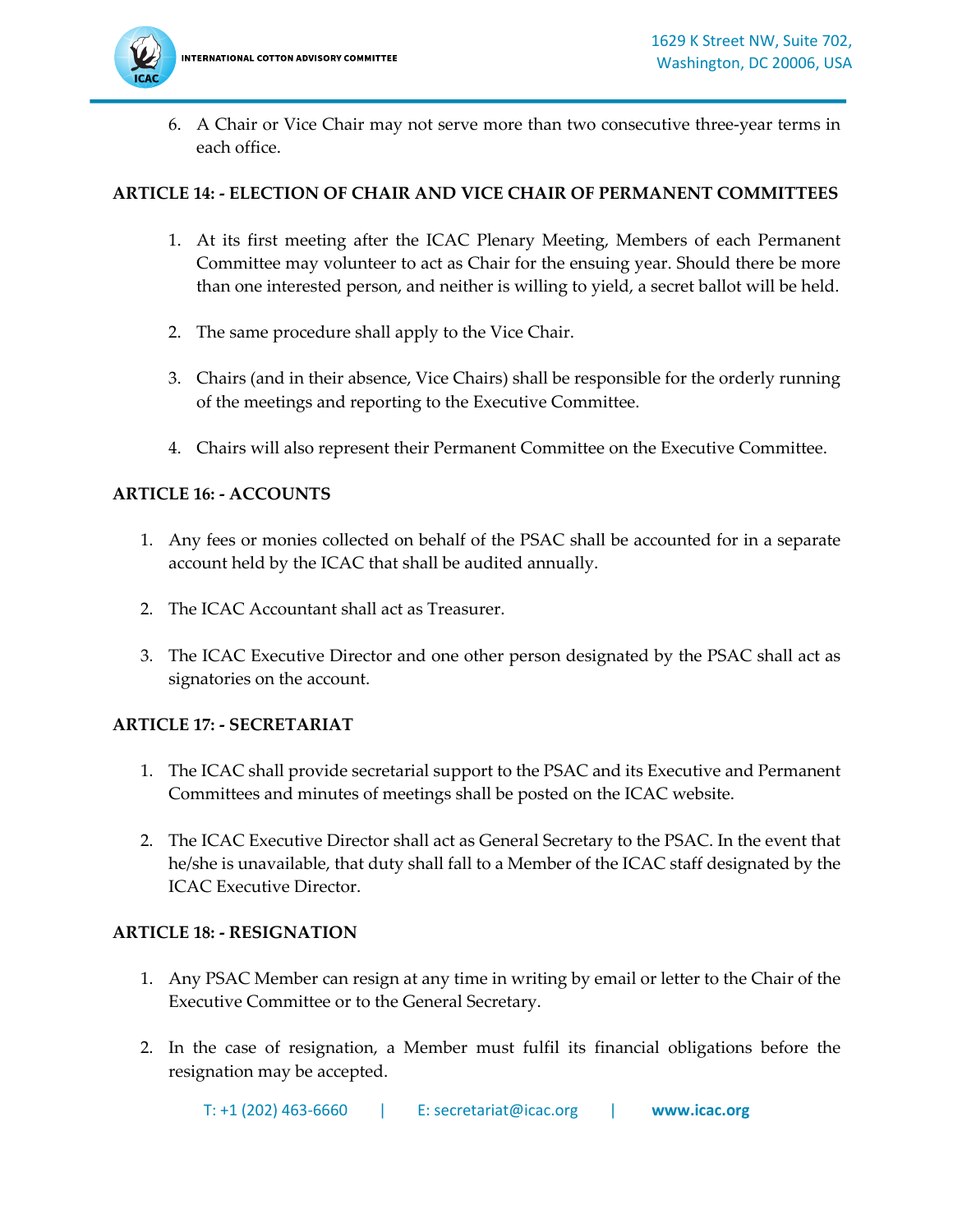6. A Chair or Vice Chair may not serve more than two consecutive three-year terms in each office.

**ARTICLE 14: - ELECTION OF CHAIR AND VICE CHAIR OF PERMANENT COMMITTEES**

1. At its first meeting after the ICAC Plenary Meeting, Members of each Permanent Committee may volunteer to act as Chair for the ensuing year. Should there be more than one interested person, and neither is willing to yield, a secret ballot will be held.

2. The same procedure shall apply to the Vice Chair.

3. Chairs (and in their absence, Vice Chairs) shall be responsible for the orderly running of the meetings and reporting to the Executive Committee.

4. Chairs will also represent their Permanent Committee on the Executive Committee.

**ARTICLE 16: - ACCOUNTS**

1. Any fees or monies collected on behalf of the PSAC shall be accounted for in a separate account held by the ICAC that shall be audited annually.

2. The ICAC Accountant shall act as Treasurer.

3. The ICAC Executive Director and one other person designated by the PSAC shall act as signatories on the account.

**ARTICLE 17: - SECRETARIAT**

1. The ICAC shall provide secretarial support to the PSAC and its Executive and Permanent Committees and minutes of meetings shall be posted on the ICAC website.

2. The ICAC Executive Director shall act as General Secretary to the PSAC. In the event that he/she is unavailable, that duty shall fall to a Member of the ICAC staff designated by the ICAC Executive Director.

**ARTICLE 18: - RESIGNATION**

1. Any PSAC Member can resign at any time in writing by email or letter to the Chair of the Executive Committee or to the General Secretary.

2. In the case of resignation, a Member must fulfil its financial obligations before the resignation may be accepted.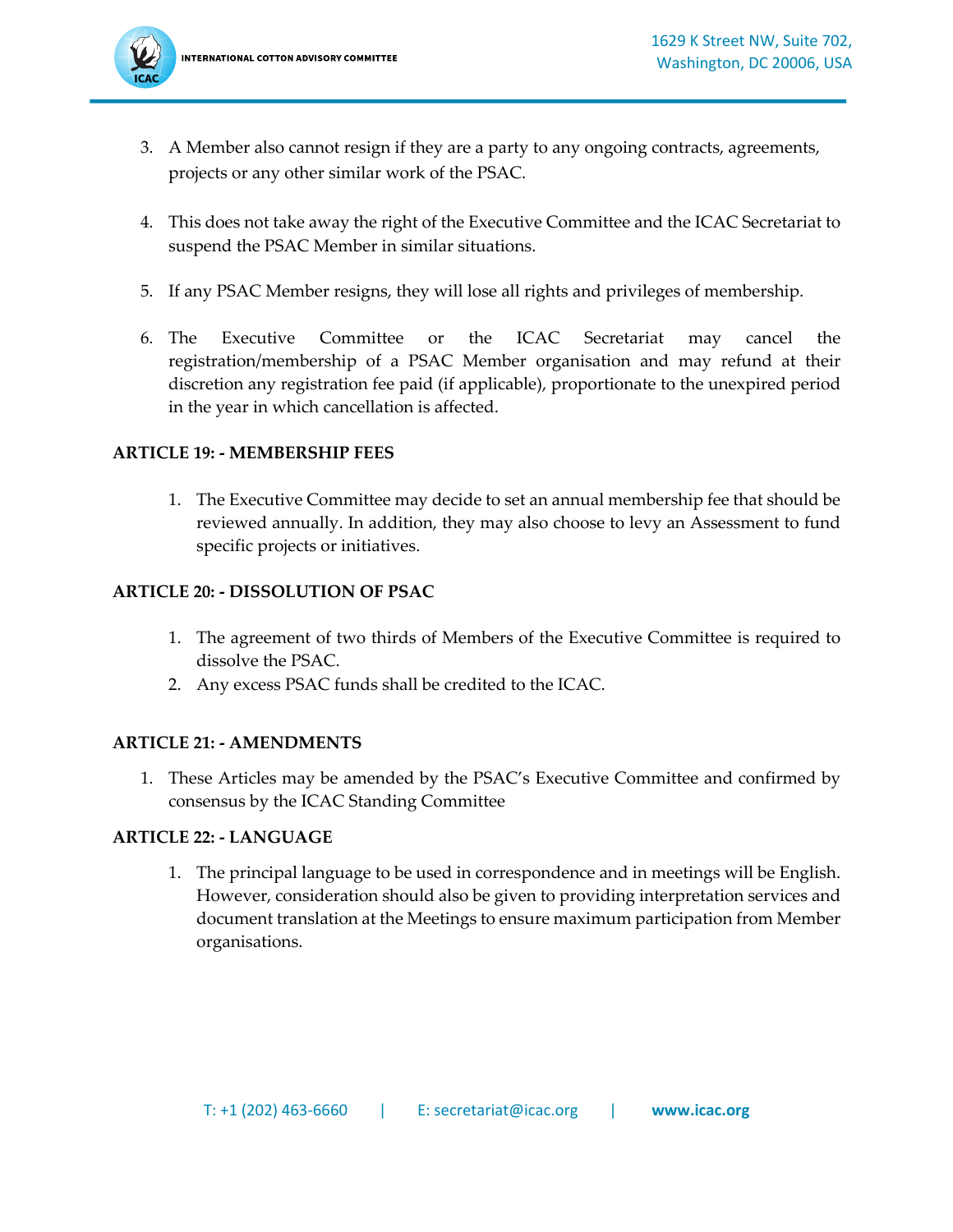3. A Member also cannot resign if they are a party to any ongoing contracts, agreements, projects or any other similar work of the PSAC.

4. This does not take away the right of the Executive Committee and the ICAC Secretariat to suspend the PSAC Member in similar situations.

5. If any PSAC Member resigns, they will lose all rights and privileges of membership.

6. The Executive Committee or the ICAC Secretariat may cancel the registration/membership of a PSAC Member organisation and may refund at their discretion any registration fee paid (if applicable), proportionate to the unexpired period in the year in which cancellation is affected.

**ARTICLE 19: - MEMBERSHIP FEES**

1. The Executive Committee may decide to set an annual membership fee that should be reviewed annually. In addition, they may also choose to levy an Assessment to fund specific projects or initiatives.

**ARTICLE 20: - DISSOLUTION OF PSAC**

1. The agreement of two thirds of Members of the Executive Committee is required to dissolve the PSAC.
2. Any excess PSAC funds shall be credited to the ICAC.

**ARTICLE 21: - AMENDMENTS**

1. These Articles may be amended by the PSAC's Executive Committee and confirmed by consensus by the ICAC Standing Committee

**ARTICLE 22: - LANGUAGE**

1. The principal language to be used in correspondence and in meetings will be English. However, consideration should also be given to providing interpretation services and document translation at the Meetings to ensure maximum participation from Member organisations.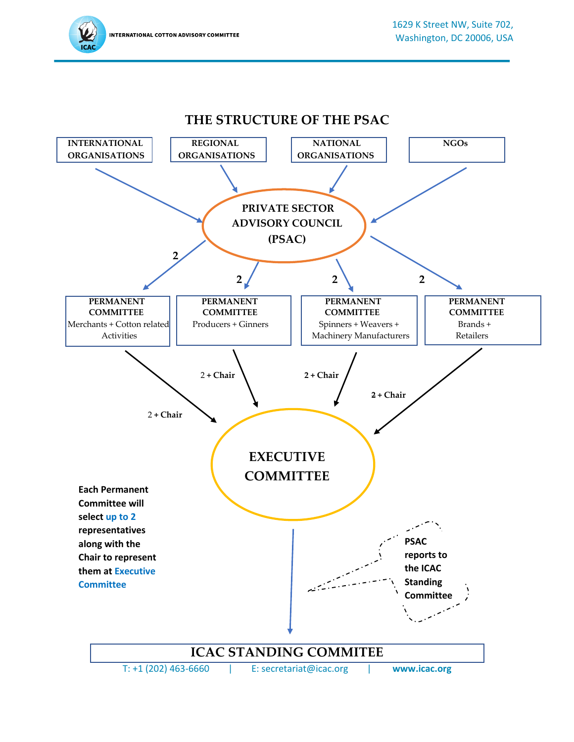# THE STRUCTURE OF THE PSAC

INTERNATIONAL ORGANISATIONS

REGIONAL ORGANISATIONS

NATIONAL ORGANISATIONS

NGOs

PRIVATE SECTOR ADVISORY COUNCIL (PSAC)

2

2

2

2

PERMANENT COMMITTEE
Merchants + Cotton related Activities

PERMANENT COMMITTEE
Producers + Ginners

PERMANENT COMMITTEE
Spinners + Weavers + Machinery Manufacturers

PERMANENT COMMITTEE
Brands + Retailers

2 + Chair

2 + Chair

2 + Chair

2 + Chair

EXECUTIVE COMMITTEE

**Each Permanent Committee will select up to 2 representatives along with the Chair to represent them at Executive Committee**

**PSAC reports to the ICAC Standing Committee**

ICAC STANDING COMMITEE